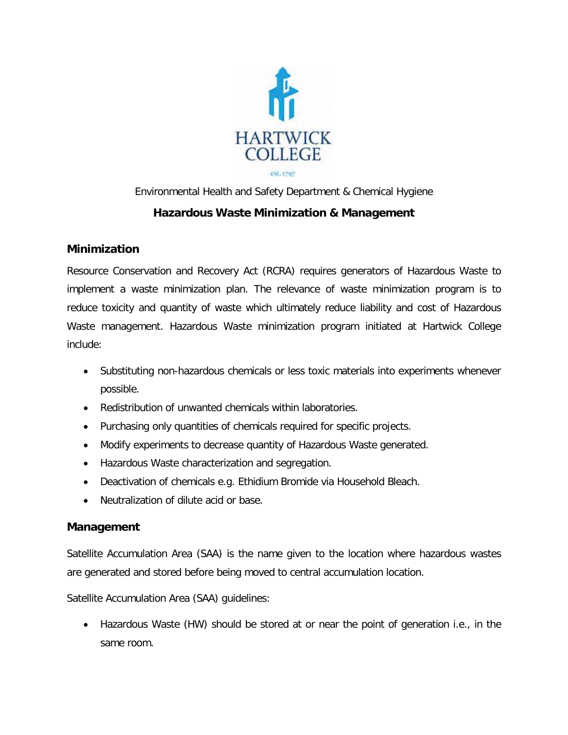HARTWICK COLLEGE

est. 1797

Environmental Health and Safety Department & Chemical Hygiene

**Hazardous Waste Minimization & Management**

## Minimization

Resource Conservation and Recovery Act (RCRA) requires generators of Hazardous Waste to implement a waste minimization plan. The relevance of waste minimization program is to reduce toxicity and quantity of waste which ultimately reduce liability and cost of Hazardous Waste management. Hazardous Waste minimization program initiated at Hartwick College include:

- Substituting non-hazardous chemicals or less toxic materials into experiments whenever possible.
- Redistribution of unwanted chemicals within laboratories.
- Purchasing only quantities of chemicals required for specific projects.
- Modify experiments to decrease quantity of Hazardous Waste generated.
- Hazardous Waste characterization and segregation.
- Deactivation of chemicals e.g. Ethidium Bromide via Household Bleach.
- Neutralization of dilute acid or base.

## Management

Satellite Accumulation Area (SAA) is the name given to the location where hazardous wastes are generated and stored before being moved to central accumulation location.

Satellite Accumulation Area (SAA) guidelines:

- Hazardous Waste (HW) should be stored at or near the point of generation i.e., in the same room.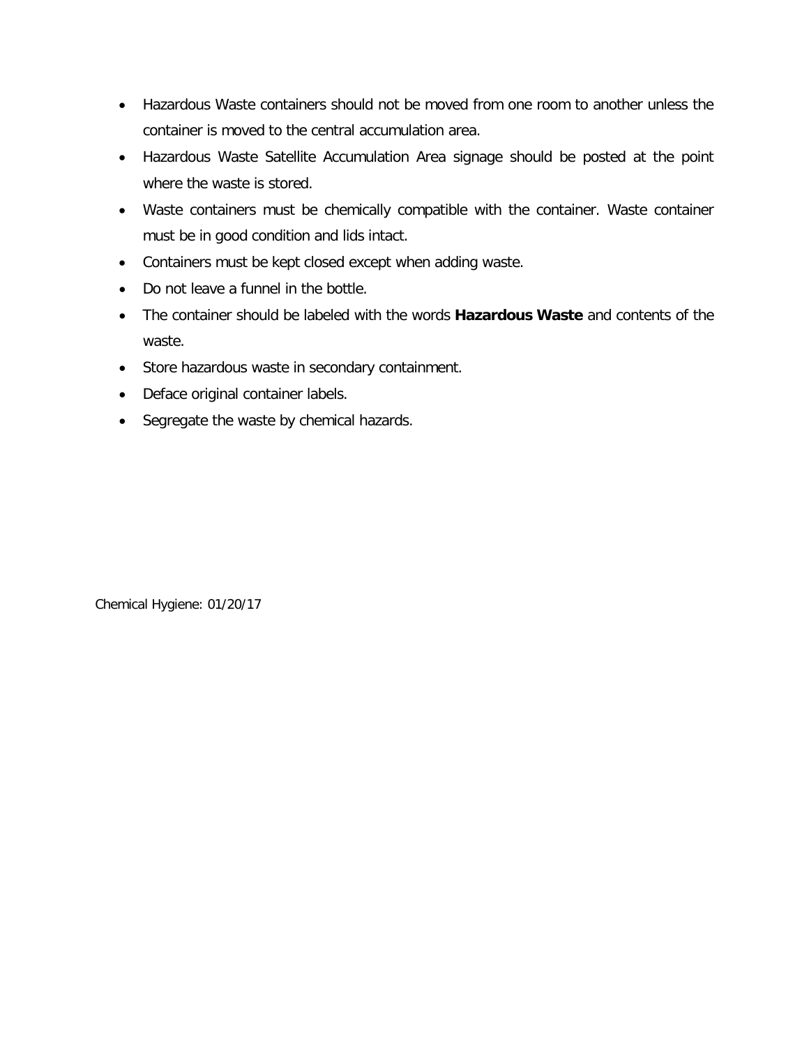- Hazardous Waste containers should not be moved from one room to another unless the container is moved to the central accumulation area.
- Hazardous Waste Satellite Accumulation Area signage should be posted at the point where the waste is stored.
- Waste containers must be chemically compatible with the container. Waste container must be in good condition and lids intact.
- Containers must be kept closed except when adding waste.
- Do not leave a funnel in the bottle.
- The container should be labeled with the words **Hazardous Waste** and contents of the waste.
- Store hazardous waste in secondary containment.
- Deface original container labels.
- Segregate the waste by chemical hazards.

Chemical Hygiene: 01/20/17